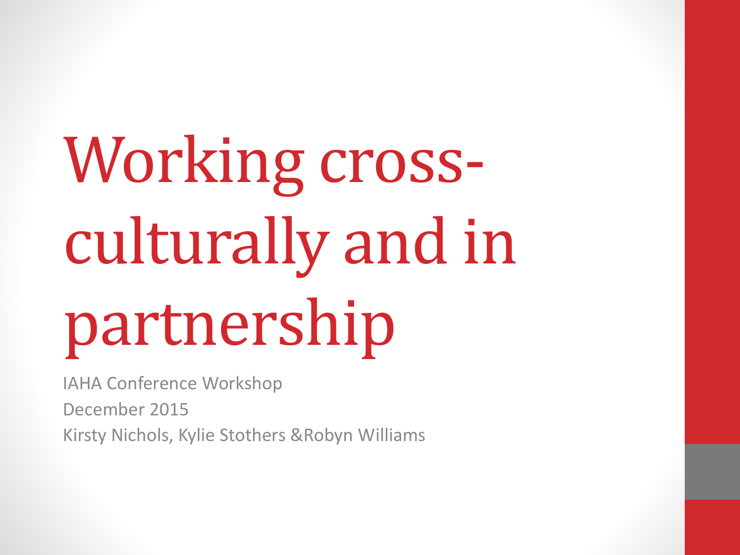# Working cross-culturally and in partnership

IAHA Conference Workshop

December 2015

Kirsty Nichols, Kylie Stothers &Robyn Williams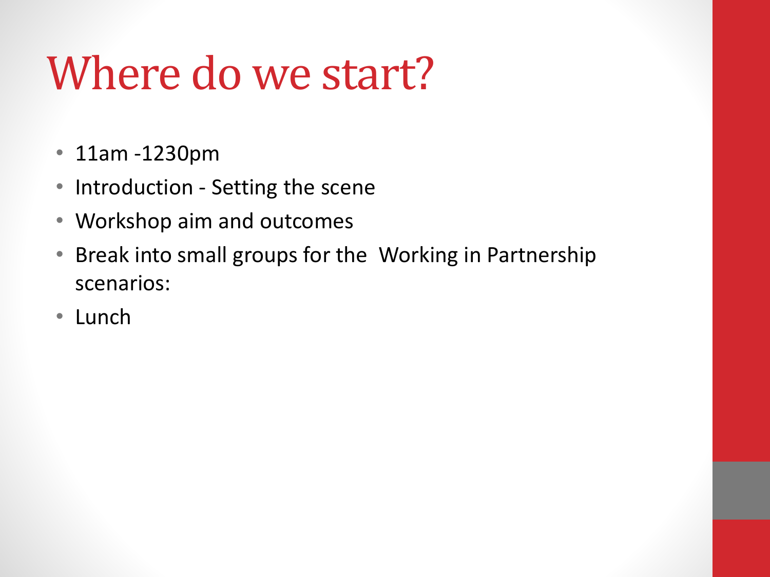# Where do we start?

- 11am -1230pm
- Introduction - Setting the scene
- Workshop aim and outcomes
- Break into small groups for the Working in Partnership scenarios:
- Lunch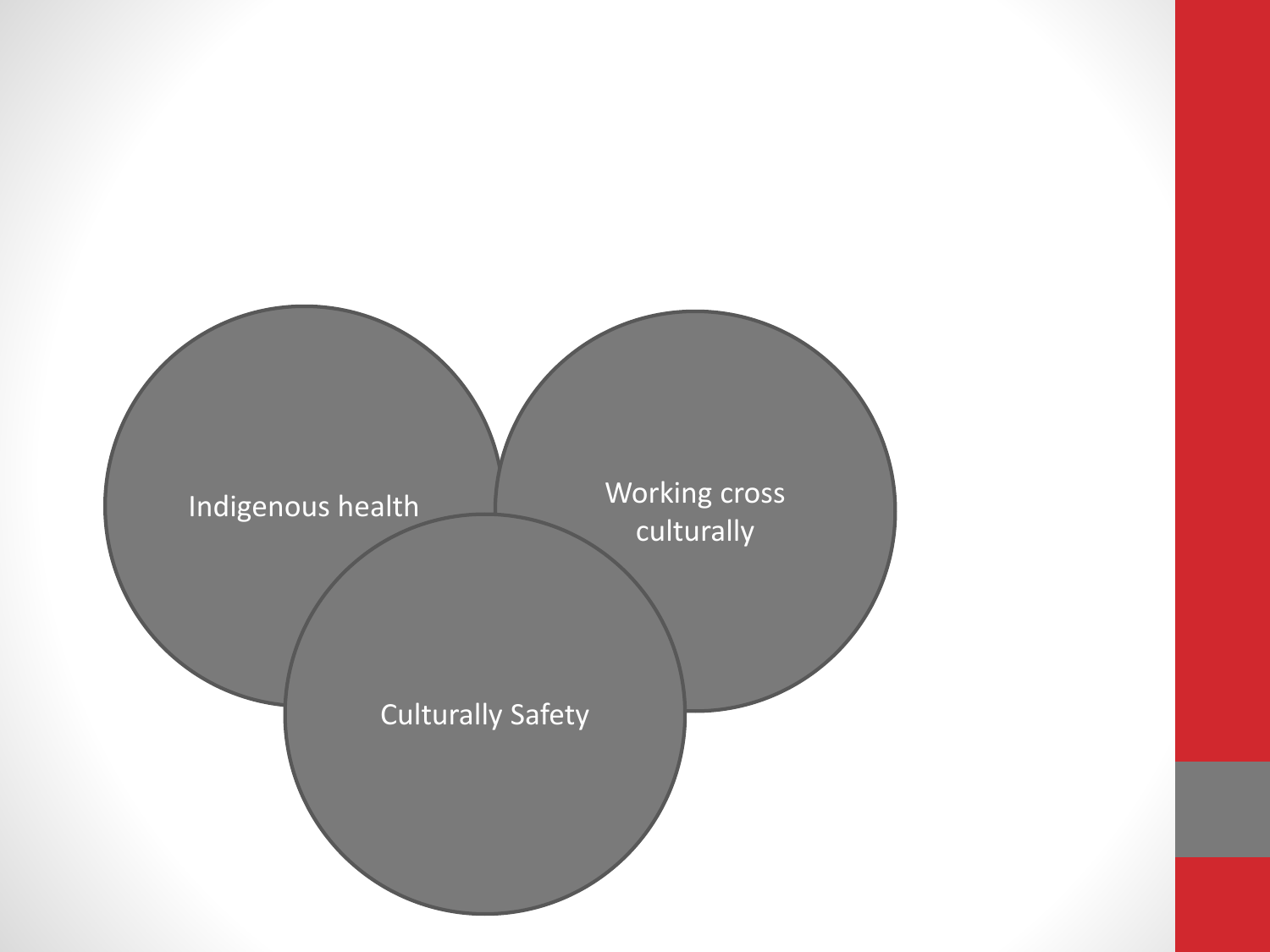Indigenous health

Working cross culturally

Culturally Safety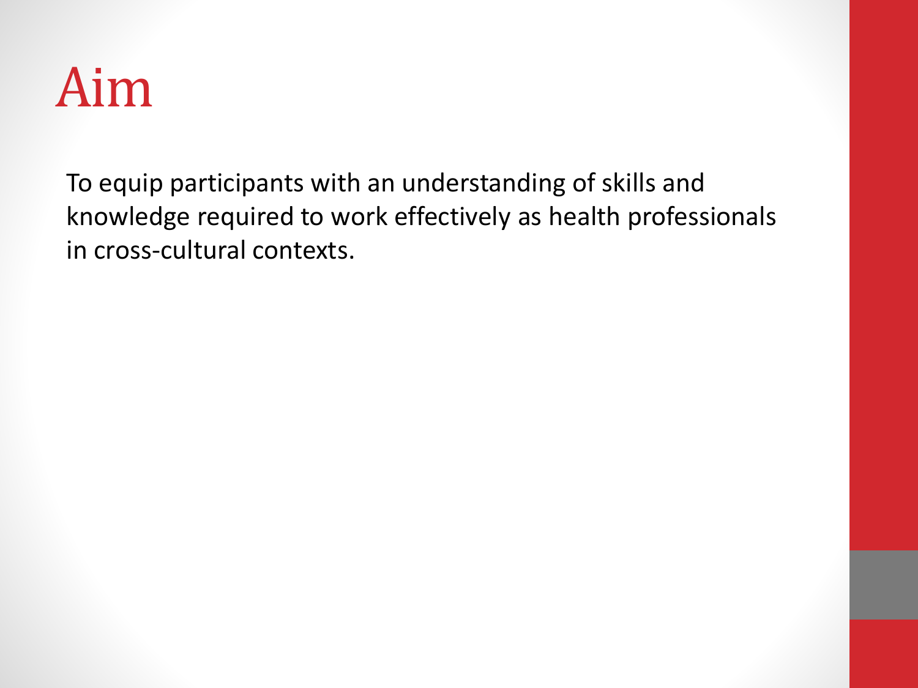# Aim

To equip participants with an understanding of skills and knowledge required to work effectively as health professionals in cross-cultural contexts.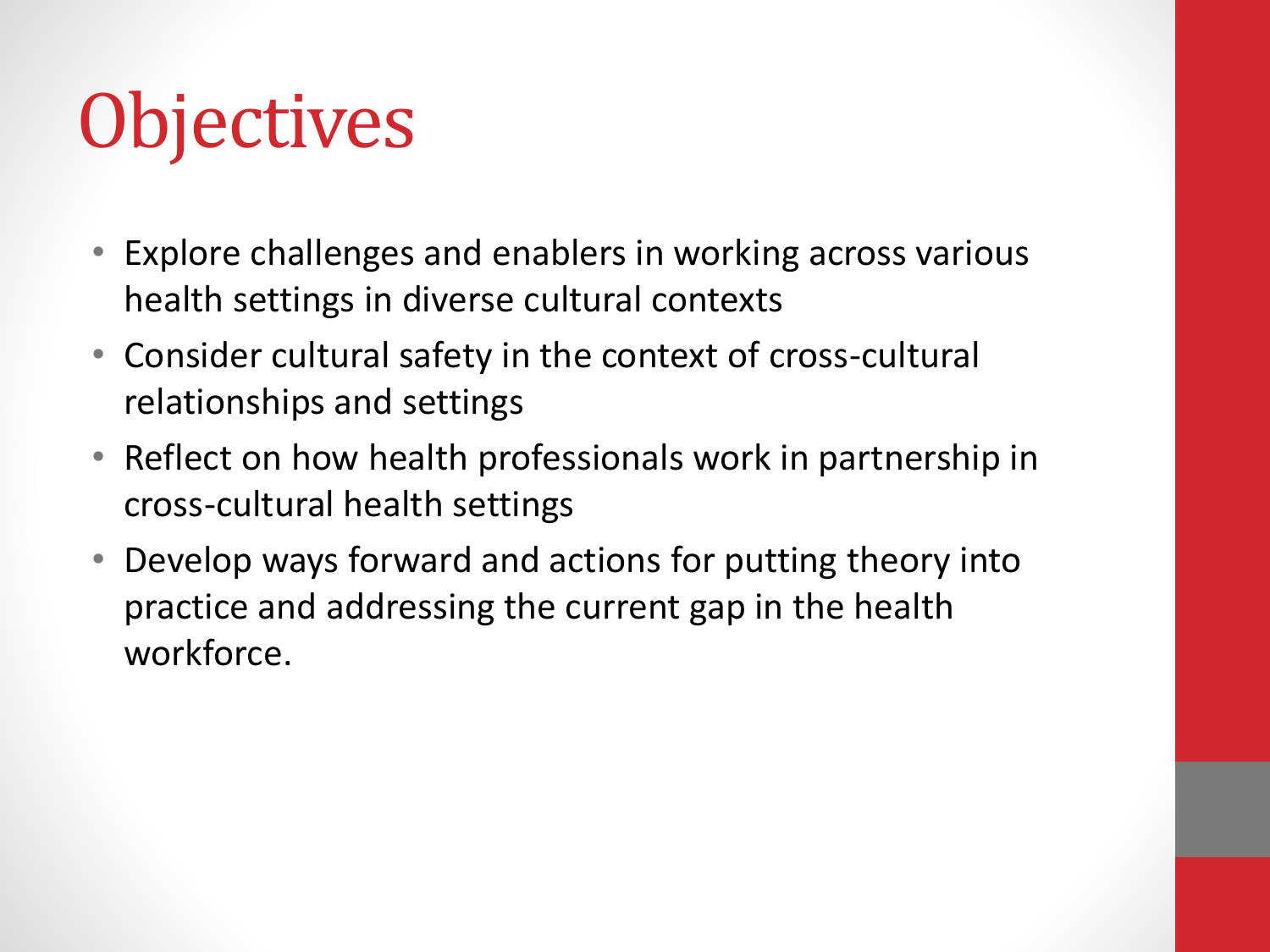# Objectives

- Explore challenges and enablers in working across various health settings in diverse cultural contexts
- Consider cultural safety in the context of cross-cultural relationships and settings
- Reflect on how health professionals work in partnership in cross-cultural health settings
- Develop ways forward and actions for putting theory into practice and addressing the current gap in the health workforce.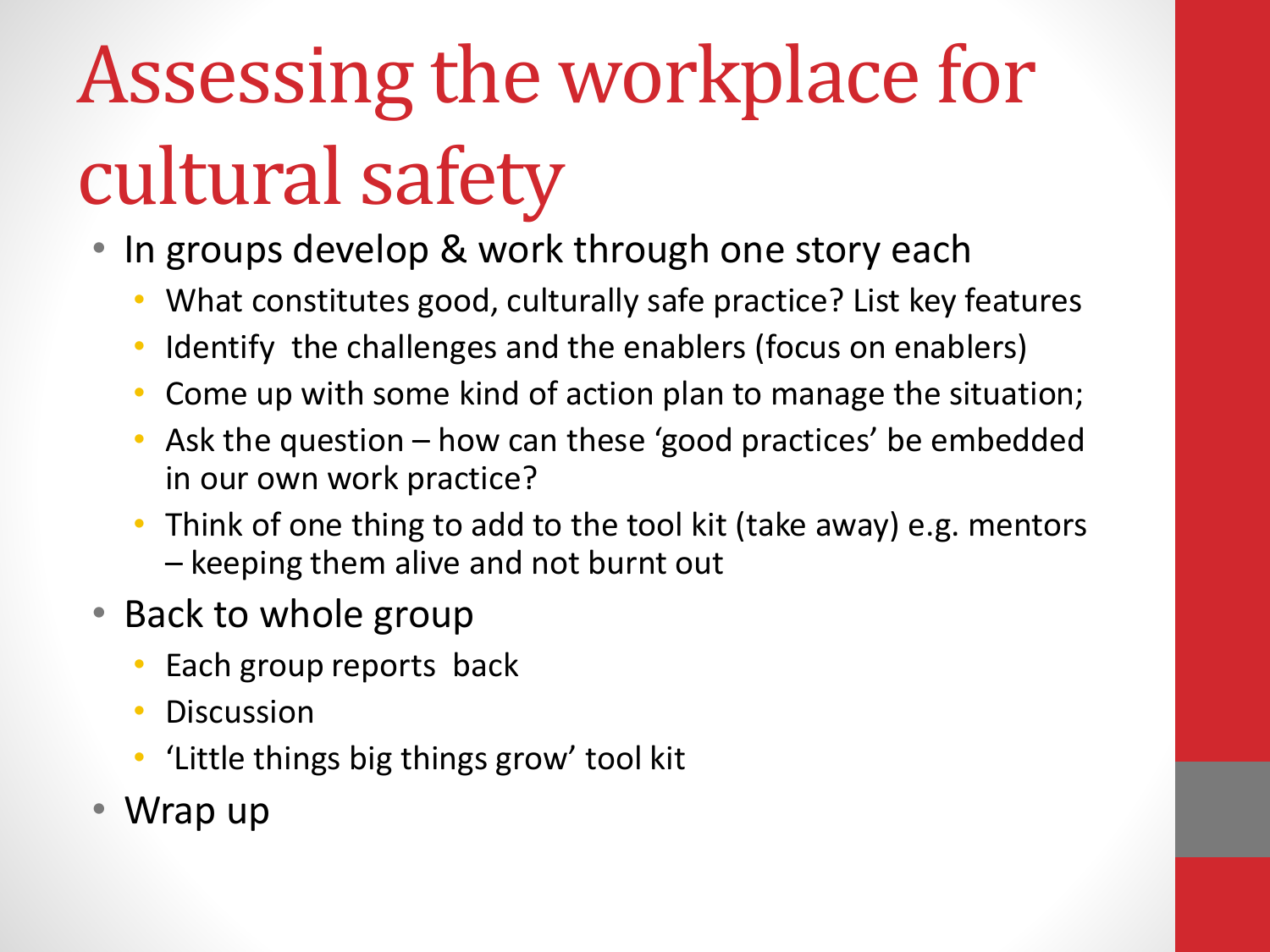# Assessing the workplace for cultural safety

- In groups develop & work through one story each
  - What constitutes good, culturally safe practice? List key features
  - Identify  the challenges and the enablers (focus on enablers)
  - Come up with some kind of action plan to manage the situation;
  - Ask the question – how can these 'good practices' be embedded in our own work practice?
  - Think of one thing to add to the tool kit (take away) e.g. mentors – keeping them alive and not burnt out
- Back to whole group
  - Each group reports  back
  - Discussion
  - 'Little things big things grow' tool kit
- Wrap up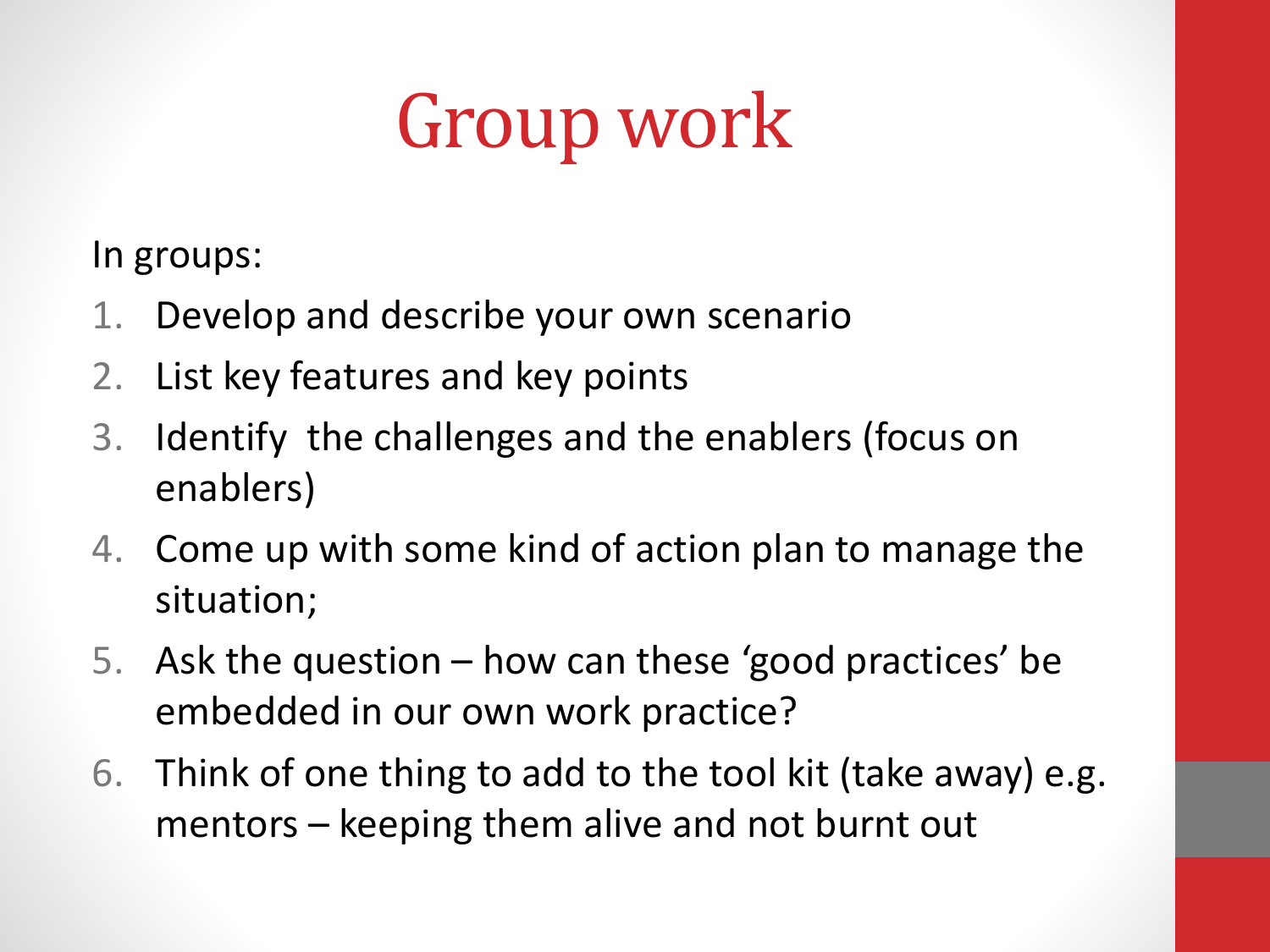# Group work

In groups:

1. Develop and describe your own scenario
2. List key features and key points
3. Identify  the challenges and the enablers (focus on enablers)
4. Come up with some kind of action plan to manage the situation;
5. Ask the question – how can these 'good practices' be embedded in our own work practice?
6. Think of one thing to add to the tool kit (take away) e.g. mentors – keeping them alive and not burnt out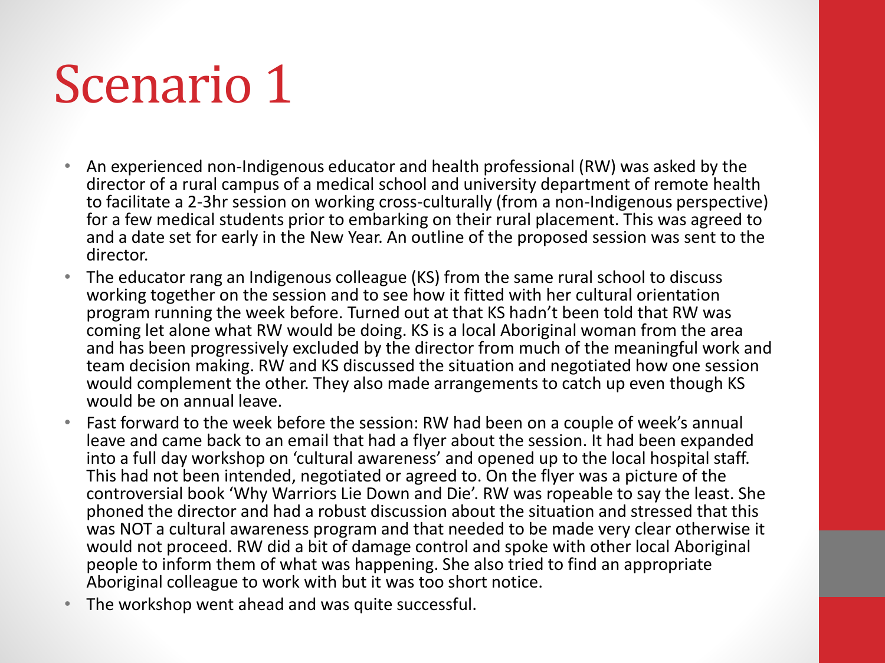# Scenario 1

- An experienced non-Indigenous educator and health professional (RW) was asked by the director of a rural campus of a medical school and university department of remote health to facilitate a 2-3hr session on working cross-culturally (from a non-Indigenous perspective) for a few medical students prior to embarking on their rural placement. This was agreed to and a date set for early in the New Year. An outline of the proposed session was sent to the director.
- The educator rang an Indigenous colleague (KS) from the same rural school to discuss working together on the session and to see how it fitted with her cultural orientation program running the week before. Turned out at that KS hadn't been told that RW was coming let alone what RW would be doing. KS is a local Aboriginal woman from the area and has been progressively excluded by the director from much of the meaningful work and team decision making. RW and KS discussed the situation and negotiated how one session would complement the other. They also made arrangements to catch up even though KS would be on annual leave.
- Fast forward to the week before the session: RW had been on a couple of week's annual leave and came back to an email that had a flyer about the session. It had been expanded into a full day workshop on 'cultural awareness' and opened up to the local hospital staff. This had not been intended, negotiated or agreed to. On the flyer was a picture of the controversial book 'Why Warriors Lie Down and Die'. RW was ropeable to say the least. She phoned the director and had a robust discussion about the situation and stressed that this was NOT a cultural awareness program and that needed to be made very clear otherwise it would not proceed. RW did a bit of damage control and spoke with other local Aboriginal people to inform them of what was happening. She also tried to find an appropriate Aboriginal colleague to work with but it was too short notice.
- The workshop went ahead and was quite successful.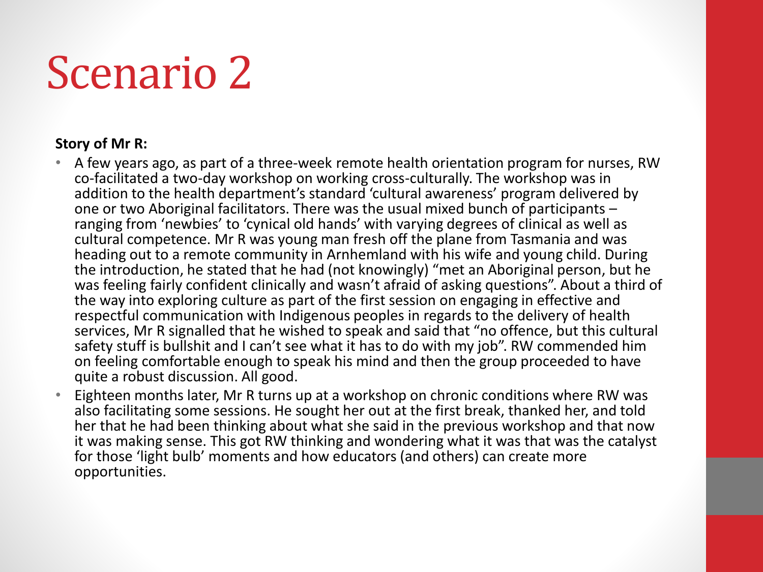# Scenario 2

**Story of Mr R:**

- A few years ago, as part of a three-week remote health orientation program for nurses, RW co-facilitated a two-day workshop on working cross-culturally. The workshop was in addition to the health department's standard 'cultural awareness' program delivered by one or two Aboriginal facilitators. There was the usual mixed bunch of participants – ranging from 'newbies' to 'cynical old hands' with varying degrees of clinical as well as cultural competence. Mr R was young man fresh off the plane from Tasmania and was heading out to a remote community in Arnhemland with his wife and young child. During the introduction, he stated that he had (not knowingly) "met an Aboriginal person, but he was feeling fairly confident clinically and wasn't afraid of asking questions". About a third of the way into exploring culture as part of the first session on engaging in effective and respectful communication with Indigenous peoples in regards to the delivery of health services, Mr R signalled that he wished to speak and said that "no offence, but this cultural safety stuff is bullshit and I can't see what it has to do with my job". RW commended him on feeling comfortable enough to speak his mind and then the group proceeded to have quite a robust discussion. All good.
- Eighteen months later, Mr R turns up at a workshop on chronic conditions where RW was also facilitating some sessions. He sought her out at the first break, thanked her, and told her that he had been thinking about what she said in the previous workshop and that now it was making sense. This got RW thinking and wondering what it was that was the catalyst for those 'light bulb' moments and how educators (and others) can create more opportunities.